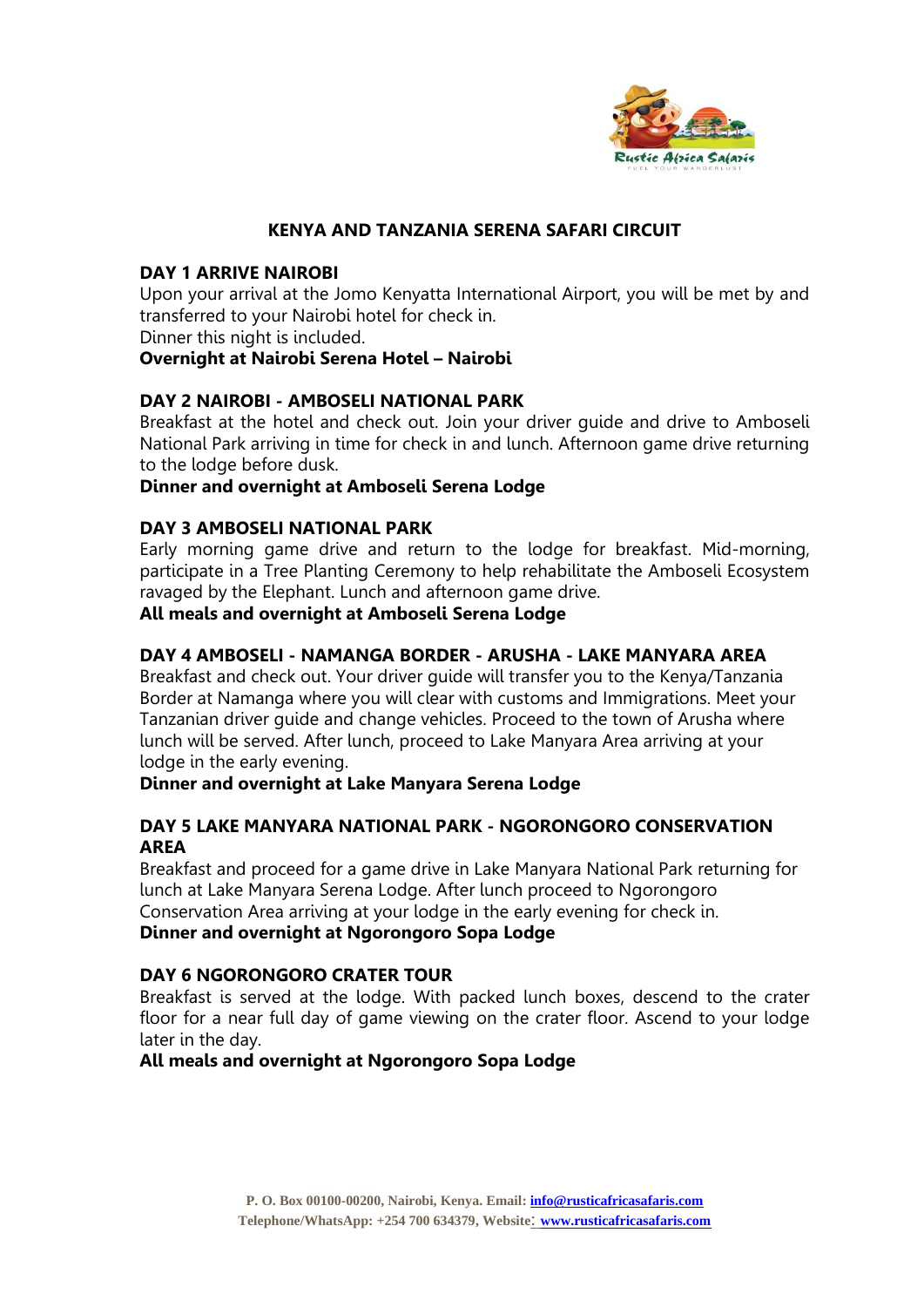# KENYA AND TANZANIA SERENA SAFARI CIRCUIT

## DAY 1 ARRIVE NAIROBI

Upon your arrival at the Jomo Kenyatta International Airport, you will be met by and transferred to your Nairobi hotel for check in.

Dinner this night is included.

**Overnight at Nairobi Serena Hotel – Nairobi**

## DAY 2 NAIROBI - AMBOSELI NATIONAL PARK

Breakfast at the hotel and check out. Join your driver guide and drive to Amboseli National Park arriving in time for check in and lunch. Afternoon game drive returning to the lodge before dusk.

**Dinner and overnight at Amboseli Serena Lodge**

## DAY 3 AMBOSELI NATIONAL PARK

Early morning game drive and return to the lodge for breakfast. Mid-morning, participate in a Tree Planting Ceremony to help rehabilitate the Amboseli Ecosystem ravaged by the Elephant. Lunch and afternoon game drive.

**All meals and overnight at Amboseli Serena Lodge**

## DAY 4 AMBOSELI - NAMANGA BORDER - ARUSHA - LAKE MANYARA AREA

Breakfast and check out. Your driver guide will transfer you to the Kenya/Tanzania Border at Namanga where you will clear with customs and Immigrations. Meet your Tanzanian driver guide and change vehicles. Proceed to the town of Arusha where lunch will be served. After lunch, proceed to Lake Manyara Area arriving at your lodge in the early evening.

**Dinner and overnight at Lake Manyara Serena Lodge**

## DAY 5 LAKE MANYARA NATIONAL PARK - NGORONGORO CONSERVATION AREA

Breakfast and proceed for a game drive in Lake Manyara National Park returning for lunch at Lake Manyara Serena Lodge. After lunch proceed to Ngorongoro Conservation Area arriving at your lodge in the early evening for check in.

**Dinner and overnight at Ngorongoro Sopa Lodge**

## DAY 6 NGORONGORO CRATER TOUR

Breakfast is served at the lodge. With packed lunch boxes, descend to the crater floor for a near full day of game viewing on the crater floor. Ascend to your lodge later in the day.

**All meals and overnight at Ngorongoro Sopa Lodge**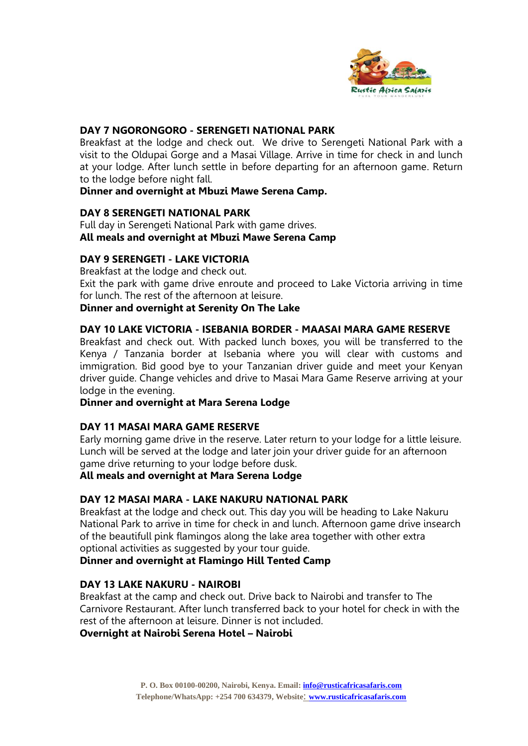## DAY 7 NGORONGORO - SERENGETI NATIONAL PARK

Breakfast at the lodge and check out. We drive to Serengeti National Park with a visit to the Oldupai Gorge and a Masai Village. Arrive in time for check in and lunch at your lodge. After lunch settle in before departing for an afternoon game. Return to the lodge before night fall.

**Dinner and overnight at Mbuzi Mawe Serena Camp.**

## DAY 8 SERENGETI NATIONAL PARK

Full day in Serengeti National Park with game drives.

**All meals and overnight at Mbuzi Mawe Serena Camp**

## DAY 9 SERENGETI - LAKE VICTORIA

Breakfast at the lodge and check out.

Exit the park with game drive enroute and proceed to Lake Victoria arriving in time for lunch. The rest of the afternoon at leisure.

**Dinner and overnight at Serenity On The Lake**

## DAY 10 LAKE VICTORIA - ISEBANIA BORDER - MAASAI MARA GAME RESERVE

Breakfast and check out. With packed lunch boxes, you will be transferred to the Kenya / Tanzania border at Isebania where you will clear with customs and immigration. Bid good bye to your Tanzanian driver guide and meet your Kenyan driver guide. Change vehicles and drive to Masai Mara Game Reserve arriving at your lodge in the evening.

**Dinner and overnight at Mara Serena Lodge**

## DAY 11 MASAI MARA GAME RESERVE

Early morning game drive in the reserve. Later return to your lodge for a little leisure. Lunch will be served at the lodge and later join your driver guide for an afternoon game drive returning to your lodge before dusk.

**All meals and overnight at Mara Serena Lodge**

## DAY 12 MASAI MARA - LAKE NAKURU NATIONAL PARK

Breakfast at the lodge and check out. This day you will be heading to Lake Nakuru National Park to arrive in time for check in and lunch. Afternoon game drive insearch of the beautifull pink flamingos along the lake area together with other extra optional activities as suggested by your tour guide.

**Dinner and overnight at Flamingo Hill Tented Camp**

## DAY 13 LAKE NAKURU - NAIROBI

Breakfast at the camp and check out. Drive back to Nairobi and transfer to The Carnivore Restaurant. After lunch transferred back to your hotel for check in with the rest of the afternoon at leisure. Dinner is not included.

**Overnight at Nairobi Serena Hotel – Nairobi**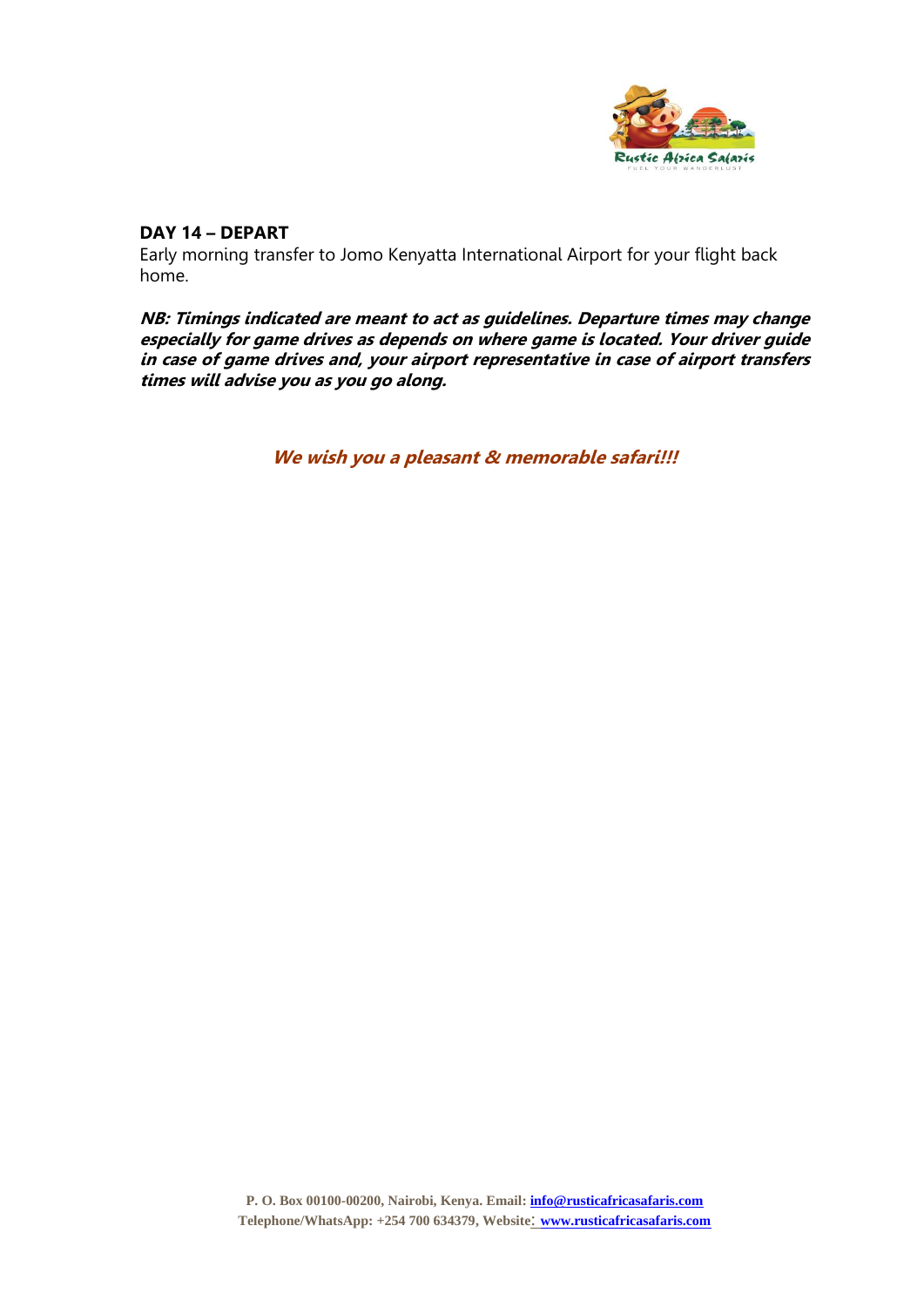## DAY 14 – DEPART

Early morning transfer to Jomo Kenyatta International Airport for your flight back home.

***NB: Timings indicated are meant to act as guidelines. Departure times may change especially for game drives as depends on where game is located. Your driver guide in case of game drives and, your airport representative in case of airport transfers times will advise you as you go along.***

***We wish you a pleasant & memorable safari!!!***